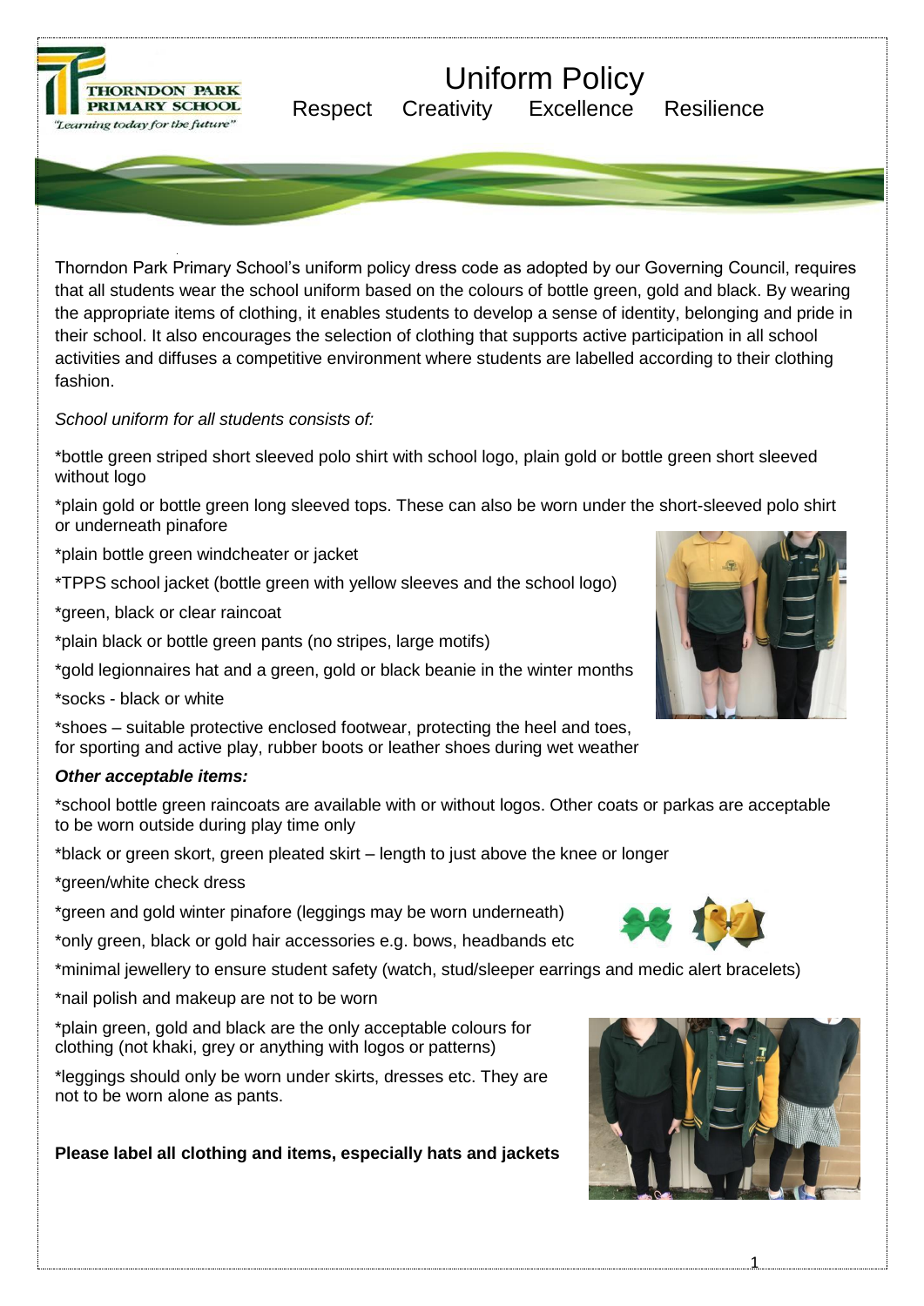THORNDON PARK PRIMARY SCHOOL
"Learning today for the future"

# Uniform Policy

Respect Creativity Excellence Resilience

Thorndon Park Primary School's uniform policy dress code as adopted by our Governing Council, requires that all students wear the school uniform based on the colours of bottle green, gold and black. By wearing the appropriate items of clothing, it enables students to develop a sense of identity, belonging and pride in their school. It also encourages the selection of clothing that supports active participation in all school activities and diffuses a competitive environment where students are labelled according to their clothing fashion.

*School uniform for all students consists of:*

*bottle green striped short sleeved polo shirt with school logo, plain gold or bottle green short sleeved without logo

*plain gold or bottle green long sleeved tops. These can also be worn under the short-sleeved polo shirt or underneath pinafore

*plain bottle green windcheater or jacket

*TPPS school jacket (bottle green with yellow sleeves and the school logo)

*green, black or clear raincoat

*plain black or bottle green pants (no stripes, large motifs)

*gold legionnaires hat and a green, gold or black beanie in the winter months

*socks - black or white

*shoes – suitable protective enclosed footwear, protecting the heel and toes, for sporting and active play, rubber boots or leather shoes during wet weather

***Other acceptable items:***

*school bottle green raincoats are available with or without logos. Other coats or parkas are acceptable to be worn outside during play time only

*black or green skort, green pleated skirt – length to just above the knee or longer

*green/white check dress

*green and gold winter pinafore (leggings may be worn underneath)

*only green, black or gold hair accessories e.g. bows, headbands etc

*minimal jewellery to ensure student safety (watch, stud/sleeper earrings and medic alert bracelets)

*nail polish and makeup are not to be worn

*plain green, gold and black are the only acceptable colours for clothing (not khaki, grey or anything with logos or patterns)

*leggings should only be worn under skirts, dresses etc. They are not to be worn alone as pants.

**Please label all clothing and items, especially hats and jackets**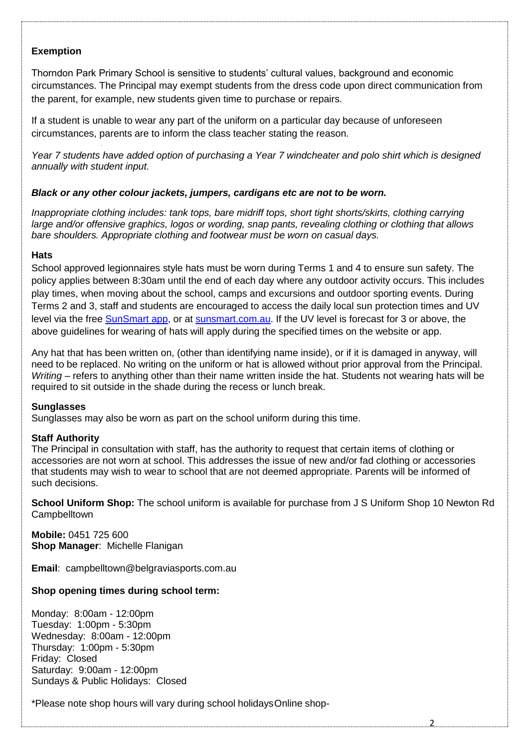**Exemption**

Thorndon Park Primary School is sensitive to students' cultural values, background and economic circumstances. The Principal may exempt students from the dress code upon direct communication from the parent, for example, new students given time to purchase or repairs.

If a student is unable to wear any part of the uniform on a particular day because of unforeseen circumstances, parents are to inform the class teacher stating the reason.

*Year 7 students have added option of purchasing a Year 7 windcheater and polo shirt which is designed annually with student input.*

***Black or any other colour jackets, jumpers, cardigans etc are not to be worn.***

*Inappropriate clothing includes: tank tops, bare midriff tops, short tight shorts/skirts, clothing carrying large and/or offensive graphics, logos or wording, snap pants, revealing clothing or clothing that allows bare shoulders. Appropriate clothing and footwear must be worn on casual days.*

**Hats**

School approved legionnaires style hats must be worn during Terms 1 and 4 to ensure sun safety. The policy applies between 8:30am until the end of each day where any outdoor activity occurs. This includes play times, when moving about the school, camps and excursions and outdoor sporting events. During Terms 2 and 3, staff and students are encouraged to access the daily local sun protection times and UV level via the free SunSmart app, or at sunsmart.com.au. If the UV level is forecast for 3 or above, the above guidelines for wearing of hats will apply during the specified times on the website or app.

Any hat that has been written on, (other than identifying name inside), or if it is damaged in anyway, will need to be replaced. No writing on the uniform or hat is allowed without prior approval from the Principal. *Writing* – refers to anything other than their name written inside the hat. Students not wearing hats will be required to sit outside in the shade during the recess or lunch break.

**Sunglasses**

Sunglasses may also be worn as part on the school uniform during this time.

**Staff Authority**

The Principal in consultation with staff, has the authority to request that certain items of clothing or accessories are not worn at school. This addresses the issue of new and/or fad clothing or accessories that students may wish to wear to school that are not deemed appropriate. Parents will be informed of such decisions.

**School Uniform Shop:** The school uniform is available for purchase from J S Uniform Shop 10 Newton Rd Campbelltown

**Mobile:** 0451 725 600
**Shop Manager**: Michelle Flanigan

**Email**: campbelltown@belgraviasports.com.au

**Shop opening times during school term:**

Monday: 8:00am - 12:00pm
Tuesday: 1:00pm - 5:30pm
Wednesday: 8:00am - 12:00pm
Thursday: 1:00pm - 5:30pm
Friday: Closed
Saturday: 9:00am - 12:00pm
Sundays & Public Holidays: Closed

*Please note shop hours will vary during school holidaysOnline shop-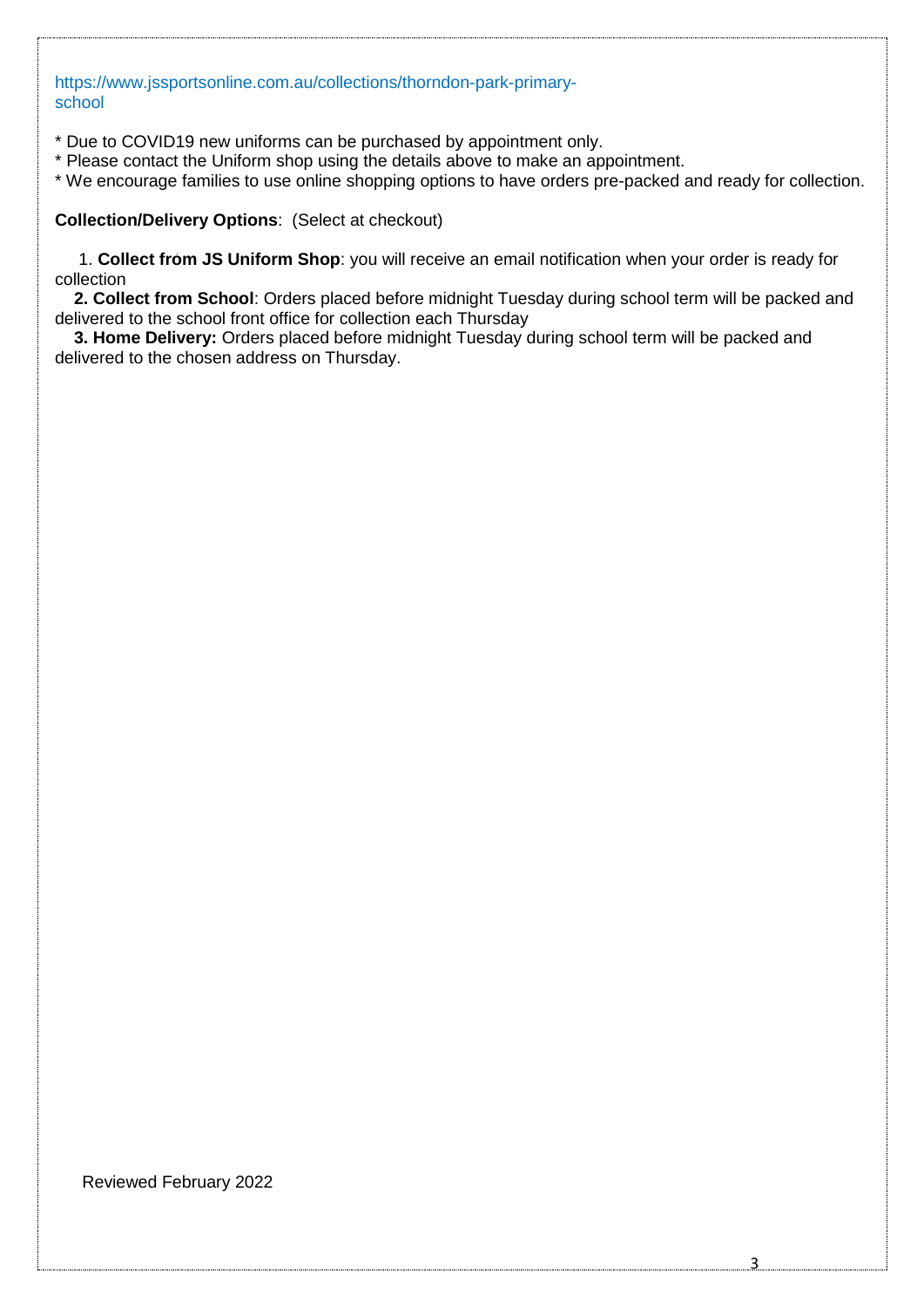https://www.jssportsonline.com.au/collections/thorndon-park-primary-school

* Due to COVID19 new uniforms can be purchased by appointment only.
* Please contact the Uniform shop using the details above to make an appointment.
* We encourage families to use online shopping options to have orders pre-packed and ready for collection.

**Collection/Delivery Options**: (Select at checkout)

1. **Collect from JS Uniform Shop**: you will receive an email notification when your order is ready for collection
2. **Collect from School**: Orders placed before midnight Tuesday during school term will be packed and delivered to the school front office for collection each Thursday
3. **Home Delivery:** Orders placed before midnight Tuesday during school term will be packed and delivered to the chosen address on Thursday.

Reviewed February 2022